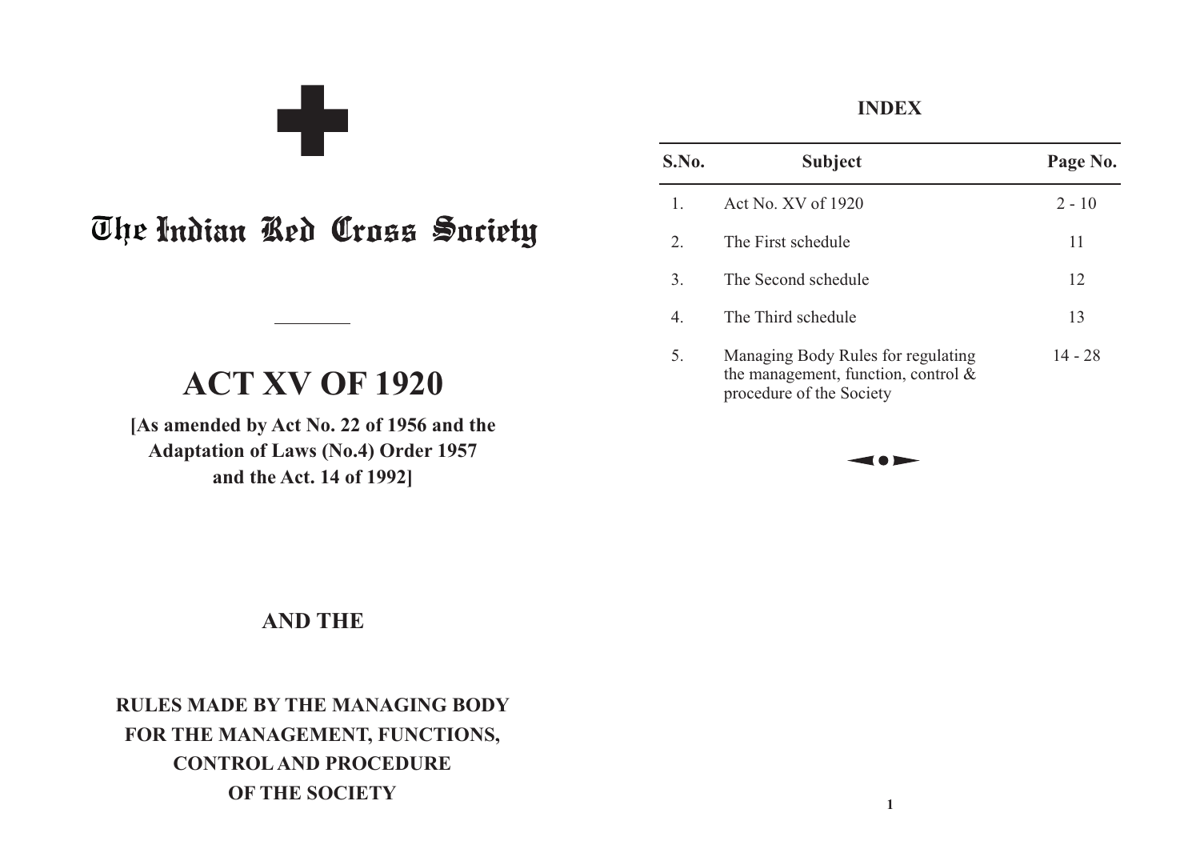# The Indian Red Cross Society

---

# ACT XV OF 1920

**[As amended by Act No. 22 of 1956 and the Adaptation of Laws (No.4) Order 1957 and the Act. 14 of 1992]**

**AND THE**

**RULES MADE BY THE MANAGING BODY FOR THE MANAGEMENT, FUNCTIONS, CONTROL AND PROCEDURE OF THE SOCIETY**

## INDEX

| S.No. | Subject | Page No. |
|---|---|---|
| 1. | Act No. XV of 1920 | 2 - 10 |
| 2. | The First schedule | 11 |
| 3. | The Second schedule | 12 |
| 4. | The Third schedule | 13 |
| 5. | Managing Body Rules for regulating the management, function, control & procedure of the Society | 14 - 28 |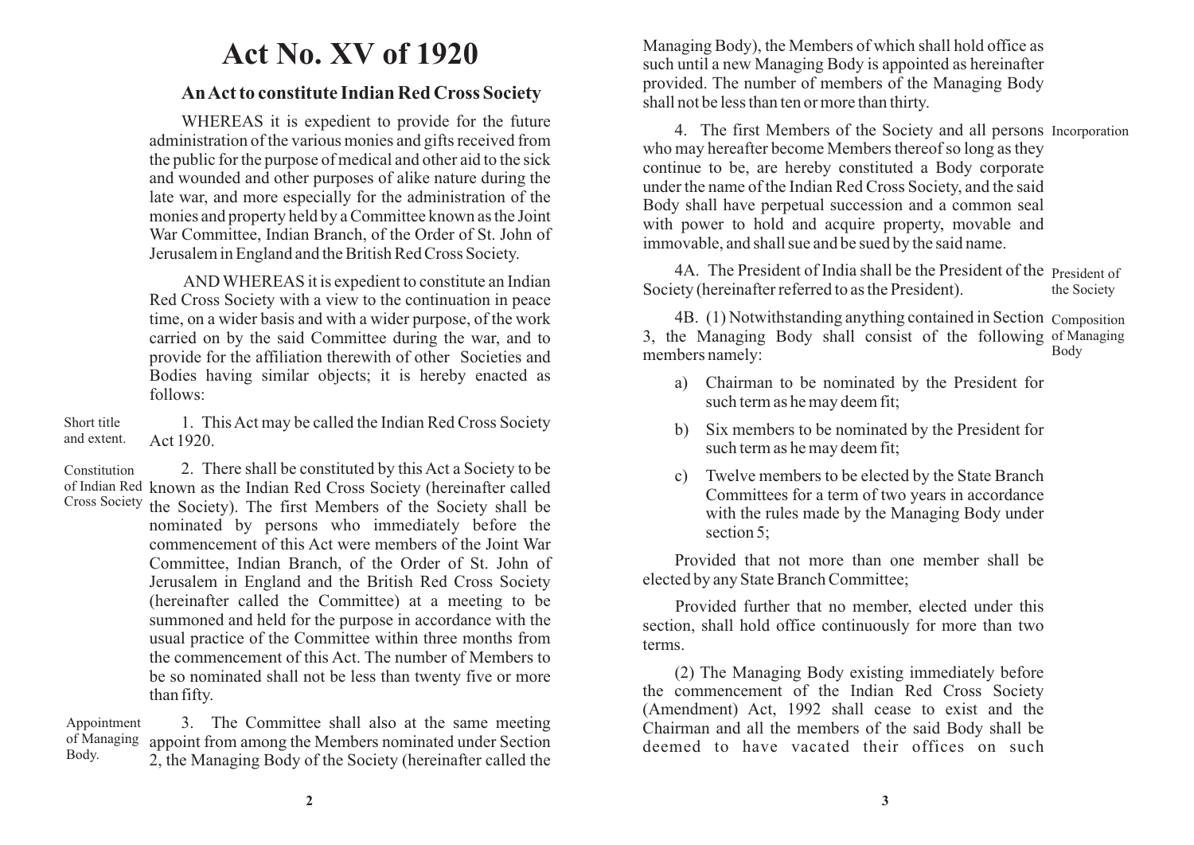# Act No. XV of 1920

## An Act to constitute Indian Red Cross Society

WHEREAS it is expedient to provide for the future administration of the various monies and gifts received from the public for the purpose of medical and other aid to the sick and wounded and other purposes of alike nature during the late war, and more especially for the administration of the monies and property held by a Committee known as the Joint War Committee, Indian Branch, of the Order of St. John of Jerusalem in England and the British Red Cross Society.

AND WHEREAS it is expedient to constitute an Indian Red Cross Society with a view to the continuation in peace time, on a wider basis and with a wider purpose, of the work carried on by the said Committee during the war, and to provide for the affiliation therewith of other Societies and Bodies having similar objects; it is hereby enacted as follows:

**Short title and extent.**

1. This Act may be called the Indian Red Cross Society Act 1920.

**Constitution of Indian Red Cross Society**

2. There shall be constituted by this Act a Society to be known as the Indian Red Cross Society (hereinafter called the Society). The first Members of the Society shall be nominated by persons who immediately before the commencement of this Act were members of the Joint War Committee, Indian Branch, of the Order of St. John of Jerusalem in England and the British Red Cross Society (hereinafter called the Committee) at a meeting to be summoned and held for the purpose in accordance with the usual practice of the Committee within three months from the commencement of this Act. The number of Members to be so nominated shall not be less than twenty five or more than fifty.

**Appointment of Managing Body.**

3. The Committee shall also at the same meeting appoint from among the Members nominated under Section 2, the Managing Body of the Society (hereinafter called the Managing Body), the Members of which shall hold office as such until a new Managing Body is appointed as hereinafter provided. The number of members of the Managing Body shall not be less than ten or more than thirty.

**Incorporation**

4. The first Members of the Society and all persons who may hereafter become Members thereof so long as they continue to be, are hereby constituted a Body corporate under the name of the Indian Red Cross Society, and the said Body shall have perpetual succession and a common seal with power to hold and acquire property, movable and immovable, and shall sue and be sued by the said name.

**President of the Society**

4A. The President of India shall be the President of the Society (hereinafter referred to as the President).

**Composition of Managing Body**

4B. (1) Notwithstanding anything contained in Section 3, the Managing Body shall consist of the following members namely:

a) Chairman to be nominated by the President for such term as he may deem fit;

b) Six members to be nominated by the President for such term as he may deem fit;

c) Twelve members to be elected by the State Branch Committees for a term of two years in accordance with the rules made by the Managing Body under section 5;

Provided that not more than one member shall be elected by any State Branch Committee;

Provided further that no member, elected under this section, shall hold office continuously for more than two terms.

(2) The Managing Body existing immediately before the commencement of the Indian Red Cross Society (Amendment) Act, 1992 shall cease to exist and the Chairman and all the members of the said Body shall be deemed to have vacated their offices on such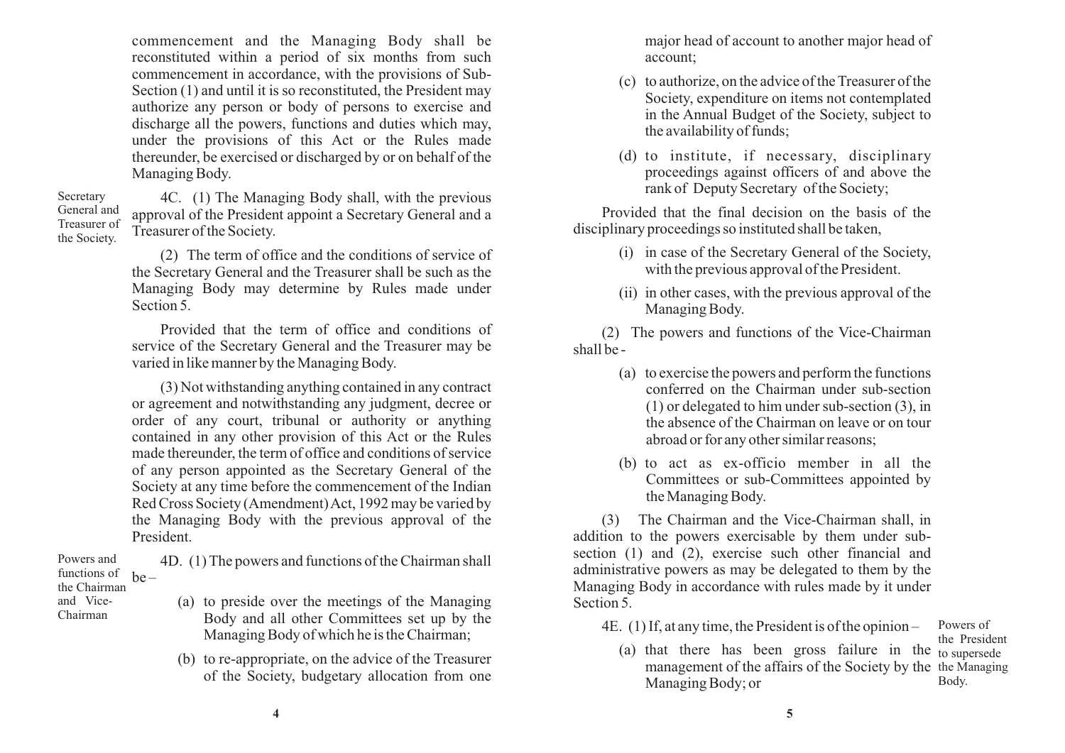commencement and the Managing Body shall be reconstituted within a period of six months from such commencement in accordance, with the provisions of Sub-Section (1) and until it is so reconstituted, the President may authorize any person or body of persons to exercise and discharge all the powers, functions and duties which may, under the provisions of this Act or the Rules made thereunder, be exercised or discharged by or on behalf of the Managing Body.

Secretary General and Treasurer of the Society.

4C. (1) The Managing Body shall, with the previous approval of the President appoint a Secretary General and a Treasurer of the Society.

(2) The term of office and the conditions of service of the Secretary General and the Treasurer shall be such as the Managing Body may determine by Rules made under Section 5.

Provided that the term of office and conditions of service of the Secretary General and the Treasurer may be varied in like manner by the Managing Body.

(3) Not withstanding anything contained in any contract or agreement and notwithstanding any judgment, decree or order of any court, tribunal or authority or anything contained in any other provision of this Act or the Rules made thereunder, the term of office and conditions of service of any person appointed as the Secretary General of the Society at any time before the commencement of the Indian Red Cross Society (Amendment) Act, 1992 may be varied by the Managing Body with the previous approval of the President.

Powers and functions of the Chairman and Vice-Chairman

4D. (1) The powers and functions of the Chairman shall be –

(a) to preside over the meetings of the Managing Body and all other Committees set up by the Managing Body of which he is the Chairman;

(b) to re-appropriate, on the advice of the Treasurer of the Society, budgetary allocation from one major head of account to another major head of account;

(c) to authorize, on the advice of the Treasurer of the Society, expenditure on items not contemplated in the Annual Budget of the Society, subject to the availability of funds;

(d) to institute, if necessary, disciplinary proceedings against officers of and above the rank of Deputy Secretary of the Society;

Provided that the final decision on the basis of the disciplinary proceedings so instituted shall be taken,

(i) in case of the Secretary General of the Society, with the previous approval of the President.

(ii) in other cases, with the previous approval of the Managing Body.

(2) The powers and functions of the Vice-Chairman shall be -

(a) to exercise the powers and perform the functions conferred on the Chairman under sub-section (1) or delegated to him under sub-section (3), in the absence of the Chairman on leave or on tour abroad or for any other similar reasons;

(b) to act as ex-officio member in all the Committees or sub-Committees appointed by the Managing Body.

(3) The Chairman and the Vice-Chairman shall, in addition to the powers exercisable by them under sub-section (1) and (2), exercise such other financial and administrative powers as may be delegated to them by the Managing Body in accordance with rules made by it under Section 5.

Powers of the President to supersede the Managing Body.

4E. (1) If, at any time, the President is of the opinion –

(a) that there has been gross failure in the management of the affairs of the Society by the Managing Body; or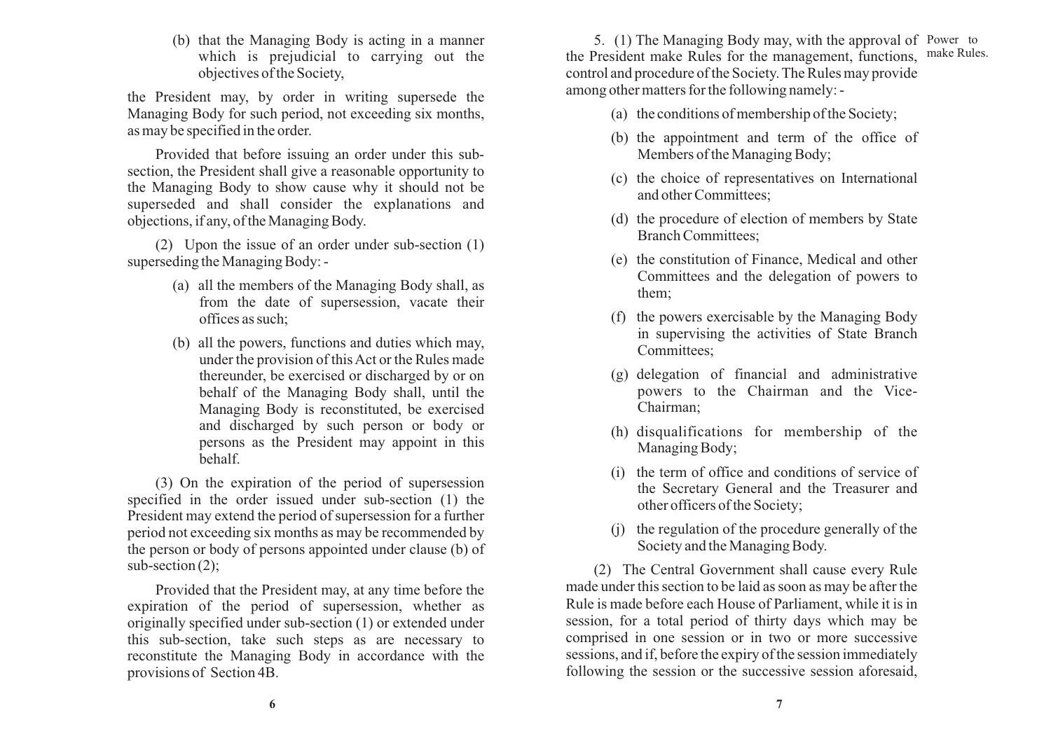(b) that the Managing Body is acting in a manner which is prejudicial to carrying out the objectives of the Society,

the President may, by order in writing supersede the Managing Body for such period, not exceeding six months, as may be specified in the order.

Provided that before issuing an order under this sub-section, the President shall give a reasonable opportunity to the Managing Body to show cause why it should not be superseded and shall consider the explanations and objections, if any, of the Managing Body.

(2) Upon the issue of an order under sub-section (1) superseding the Managing Body: -

(a) all the members of the Managing Body shall, as from the date of supersession, vacate their offices as such;

(b) all the powers, functions and duties which may, under the provision of this Act or the Rules made thereunder, be exercised or discharged by or on behalf of the Managing Body shall, until the Managing Body is reconstituted, be exercised and discharged by such person or body or persons as the President may appoint in this behalf.

(3) On the expiration of the period of supersession specified in the order issued under sub-section (1) the President may extend the period of supersession for a further period not exceeding six months as may be recommended by the person or body of persons appointed under clause (b) of sub-section (2);

Provided that the President may, at any time before the expiration of the period of supersession, whether as originally specified under sub-section (1) or extended under this sub-section, take such steps as are necessary to reconstitute the Managing Body in accordance with the provisions of Section 4B.

Power to make Rules.

5. (1) The Managing Body may, with the approval of the President make Rules for the management, functions, control and procedure of the Society. The Rules may provide among other matters for the following namely: -

(a) the conditions of membership of the Society;

(b) the appointment and term of the office of Members of the Managing Body;

(c) the choice of representatives on International and other Committees;

(d) the procedure of election of members by State Branch Committees;

(e) the constitution of Finance, Medical and other Committees and the delegation of powers to them;

(f) the powers exercisable by the Managing Body in supervising the activities of State Branch Committees;

(g) delegation of financial and administrative powers to the Chairman and the Vice-Chairman;

(h) disqualifications for membership of the Managing Body;

(i) the term of office and conditions of service of the Secretary General and the Treasurer and other officers of the Society;

(j) the regulation of the procedure generally of the Society and the Managing Body.

(2) The Central Government shall cause every Rule made under this section to be laid as soon as may be after the Rule is made before each House of Parliament, while it is in session, for a total period of thirty days which may be comprised in one session or in two or more successive sessions, and if, before the expiry of the session immediately following the session or the successive session aforesaid,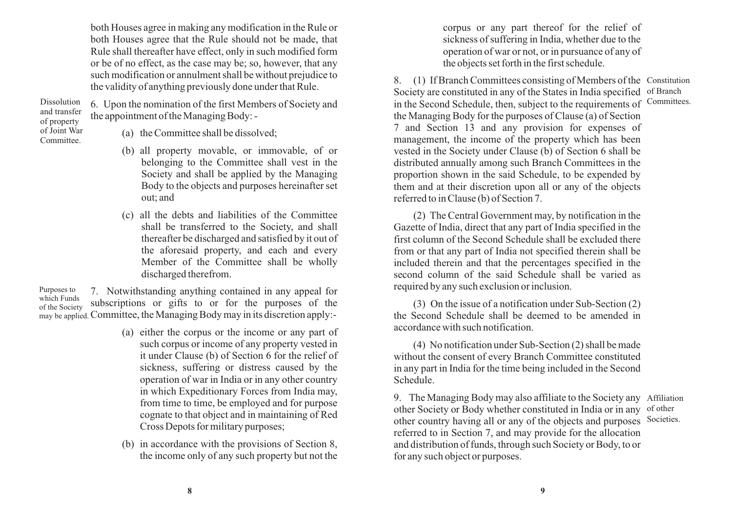both Houses agree in making any modification in the Rule or both Houses agree that the Rule should not be made, that Rule shall thereafter have effect, only in such modified form or be of no effect, as the case may be; so, however, that any such modification or annulment shall be without prejudice to the validity of anything previously done under that Rule.

**Dissolution and transfer of property of Joint War Committee.**

6. Upon the nomination of the first Members of Society and the appointment of the Managing Body: -

(a) the Committee shall be dissolved;

(b) all property movable, or immovable, of or belonging to the Committee shall vest in the Society and shall be applied by the Managing Body to the objects and purposes hereinafter set out; and

(c) all the debts and liabilities of the Committee shall be transferred to the Society, and shall thereafter be discharged and satisfied by it out of the aforesaid property, and each and every Member of the Committee shall be wholly discharged therefrom.

**Purposes to which Funds of the Society may be applied.**

7. Notwithstanding anything contained in any appeal for subscriptions or gifts to or for the purposes of the Committee, the Managing Body may in its discretion apply:-

(a) either the corpus or the income or any part of such corpus or income of any property vested in it under Clause (b) of Section 6 for the relief of sickness, suffering or distress caused by the operation of war in India or in any other country in which Expeditionary Forces from India may, from time to time, be employed and for purpose cognate to that object and in maintaining of Red Cross Depots for military purposes;

(b) in accordance with the provisions of Section 8, the income only of any such property but not the corpus or any part thereof for the relief of sickness of suffering in India, whether due to the operation of war or not, or in pursuance of any of the objects set forth in the first schedule.

**Constitution of Branch Committees.**

8. (1) If Branch Committees consisting of Members of the Society are constituted in any of the States in India specified in the Second Schedule, then, subject to the requirements of the Managing Body for the purposes of Clause (a) of Section 7 and Section 13 and any provision for expenses of management, the income of the property which has been vested in the Society under Clause (b) of Section 6 shall be distributed annually among such Branch Committees in the proportion shown in the said Schedule, to be expended by them and at their discretion upon all or any of the objects referred to in Clause (b) of Section 7.

(2) The Central Government may, by notification in the Gazette of India, direct that any part of India specified in the first column of the Second Schedule shall be excluded there from or that any part of India not specified therein shall be included therein and that the percentages specified in the second column of the said Schedule shall be varied as required by any such exclusion or inclusion.

(3) On the issue of a notification under Sub-Section (2) the Second Schedule shall be deemed to be amended in accordance with such notification.

(4) No notification under Sub-Section (2) shall be made without the consent of every Branch Committee constituted in any part in India for the time being included in the Second Schedule.

**Affiliation of other Societies.**

9. The Managing Body may also affiliate to the Society any other Society or Body whether constituted in India or in any other country having all or any of the objects and purposes referred to in Section 7, and may provide for the allocation and distribution of funds, through such Society or Body, to or for any such object or purposes.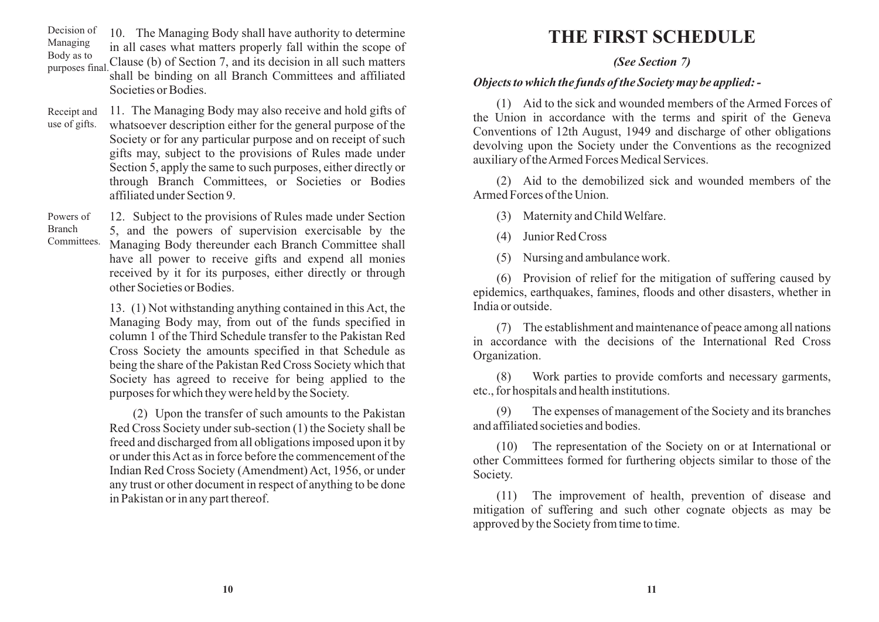Decision of Managing Body as to purposes final.

10. The Managing Body shall have authority to determine in all cases what matters properly fall within the scope of Clause (b) of Section 7, and its decision in all such matters shall be binding on all Branch Committees and affiliated Societies or Bodies.

Receipt and use of gifts.

11. The Managing Body may also receive and hold gifts of whatsoever description either for the general purpose of the Society or for any particular purpose and on receipt of such gifts may, subject to the provisions of Rules made under Section 5, apply the same to such purposes, either directly or through Branch Committees, or Societies or Bodies affiliated under Section 9.

Powers of Branch Committees.

12. Subject to the provisions of Rules made under Section 5, and the powers of supervision exercisable by the Managing Body thereunder each Branch Committee shall have all power to receive gifts and expend all monies received by it for its purposes, either directly or through other Societies or Bodies.

13. (1) Not withstanding anything contained in this Act, the Managing Body may, from out of the funds specified in column 1 of the Third Schedule transfer to the Pakistan Red Cross Society the amounts specified in that Schedule as being the share of the Pakistan Red Cross Society which that Society has agreed to receive for being applied to the purposes for which they were held by the Society.

(2) Upon the transfer of such amounts to the Pakistan Red Cross Society under sub-section (1) the Society shall be freed and discharged from all obligations imposed upon it by or under this Act as in force before the commencement of the Indian Red Cross Society (Amendment) Act, 1956, or under any trust or other document in respect of anything to be done in Pakistan or in any part thereof.

# THE FIRST SCHEDULE

***(See Section 7)***

***Objects to which the funds of the Society may be applied: -***

(1) Aid to the sick and wounded members of the Armed Forces of the Union in accordance with the terms and spirit of the Geneva Conventions of 12th August, 1949 and discharge of other obligations devolving upon the Society under the Conventions as the recognized auxiliary of the Armed Forces Medical Services.

(2) Aid to the demobilized sick and wounded members of the Armed Forces of the Union.

(3) Maternity and Child Welfare.

(4) Junior Red Cross

(5) Nursing and ambulance work.

(6) Provision of relief for the mitigation of suffering caused by epidemics, earthquakes, famines, floods and other disasters, whether in India or outside.

(7) The establishment and maintenance of peace among all nations in accordance with the decisions of the International Red Cross Organization.

(8) Work parties to provide comforts and necessary garments, etc., for hospitals and health institutions.

(9) The expenses of management of the Society and its branches and affiliated societies and bodies.

(10) The representation of the Society on or at International or other Committees formed for furthering objects similar to those of the Society.

(11) The improvement of health, prevention of disease and mitigation of suffering and such other cognate objects as may be approved by the Society from time to time.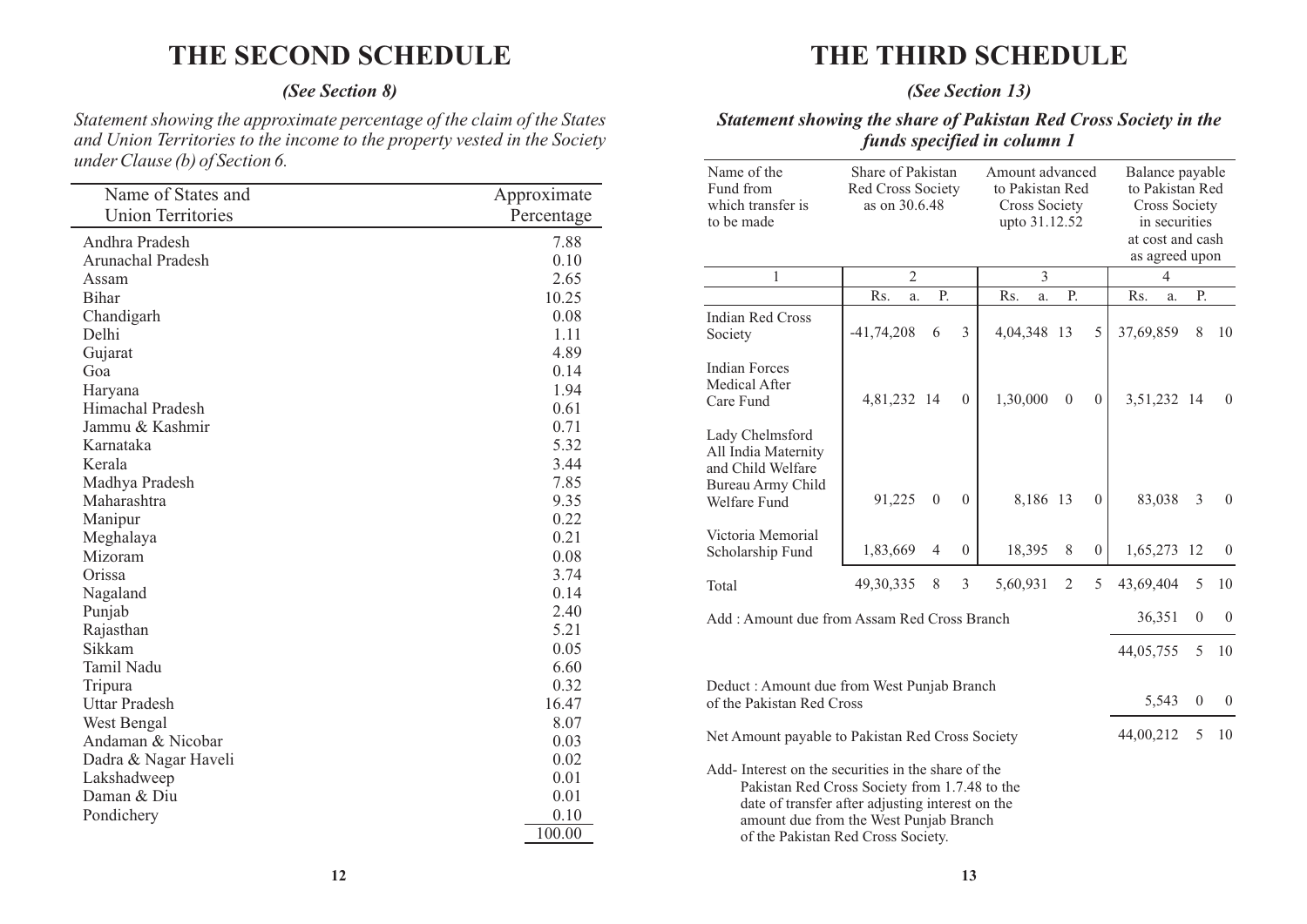# THE SECOND SCHEDULE

*(See Section 8)*

*Statement showing the approximate percentage of the claim of the States and Union Territories to the income to the property vested in the Society under Clause (b) of Section 6.*

| Name of States and Union Territories | Approximate Percentage |
|---|---|
| Andhra Pradesh | 7.88 |
| Arunachal Pradesh | 0.10 |
| Assam | 2.65 |
| Bihar | 10.25 |
| Chandigarh | 0.08 |
| Delhi | 1.11 |
| Gujarat | 4.89 |
| Goa | 0.14 |
| Haryana | 1.94 |
| Himachal Pradesh | 0.61 |
| Jammu & Kashmir | 0.71 |
| Karnataka | 5.32 |
| Kerala | 3.44 |
| Madhya Pradesh | 7.85 |
| Maharashtra | 9.35 |
| Manipur | 0.22 |
| Meghalaya | 0.21 |
| Mizoram | 0.08 |
| Orissa | 3.74 |
| Nagaland | 0.14 |
| Punjab | 2.40 |
| Rajasthan | 5.21 |
| Sikkam | 0.05 |
| Tamil Nadu | 6.60 |
| Tripura | 0.32 |
| Uttar Pradesh | 16.47 |
| West Bengal | 8.07 |
| Andaman & Nicobar | 0.03 |
| Dadra & Nagar Haveli | 0.02 |
| Lakshadweep | 0.01 |
| Daman & Diu | 0.01 |
| Pondichery | 0.10 |
| | 100.00 |

# THE THIRD SCHEDULE

*(See Section 13)*

***Statement showing the share of Pakistan Red Cross Society in the funds specified in column 1***

| Name of the Fund from which transfer is to be made | Share of Pakistan Red Cross Society as on 30.6.48 | | | Amount advanced to Pakistan Red Cross Society upto 31.12.52 | | | Balance payable to Pakistan Red Cross Society in securities at cost and cash as agreed upon | | |
|---|---|---|---|---|---|---|---|---|---|
| 1 | 2 | | | 3 | | | 4 | | |
| | Rs. | a. | P. | Rs. | a. | P. | Rs. | a. | P. |
| Indian Red Cross Society | -41,74,208 | 6 | 3 | 4,04,348 | 13 | 5 | 37,69,859 | 8 | 10 |
| Indian Forces Medical After Care Fund | 4,81,232 | 14 | 0 | 1,30,000 | 0 | 0 | 3,51,232 | 14 | 0 |
| Lady Chelmsford All India Maternity and Child Welfare Bureau Army Child Welfare Fund | 91,225 | 0 | 0 | 8,186 | 13 | 0 | 83,038 | 3 | 0 |
| Victoria Memorial Scholarship Fund | 1,83,669 | 4 | 0 | 18,395 | 8 | 0 | 1,65,273 | 12 | 0 |
| Total | 49,30,335 | 8 | 3 | 5,60,931 | 2 | 5 | 43,69,404 | 5 | 10 |
| Add : Amount due from Assam Red Cross Branch | | | | | | | 36,351 | 0 | 0 |
| | | | | | | | 44,05,755 | 5 | 10 |
| Deduct : Amount due from West Punjab Branch of the Pakistan Red Cross | | | | | | | 5,543 | 0 | 0 |
| Net Amount payable to Pakistan Red Cross Society | | | | | | | 44,00,212 | 5 | 10 |

Add- Interest on the securities in the share of the Pakistan Red Cross Society from 1.7.48 to the date of transfer after adjusting interest on the amount due from the West Punjab Branch of the Pakistan Red Cross Society.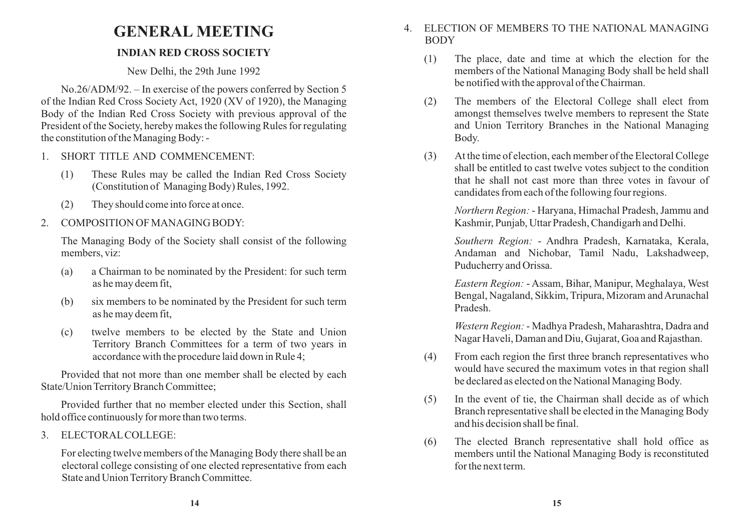# GENERAL MEETING

## INDIAN RED CROSS SOCIETY

New Delhi, the 29th June 1992

No.26/ADM/92. – In exercise of the powers conferred by Section 5 of the Indian Red Cross Society Act, 1920 (XV of 1920), the Managing Body of the Indian Red Cross Society with previous approval of the President of the Society, hereby makes the following Rules for regulating the constitution of the Managing Body: -

1. SHORT TITLE AND COMMENCEMENT:

   (1) These Rules may be called the Indian Red Cross Society (Constitution of Managing Body) Rules, 1992.

   (2) They should come into force at once.

2. COMPOSITION OF MANAGING BODY:

   The Managing Body of the Society shall consist of the following members, viz:

   (a) a Chairman to be nominated by the President: for such term as he may deem fit,

   (b) six members to be nominated by the President for such term as he may deem fit,

   (c) twelve members to be elected by the State and Union Territory Branch Committees for a term of two years in accordance with the procedure laid down in Rule 4;

Provided that not more than one member shall be elected by each State/Union Territory Branch Committee;

Provided further that no member elected under this Section, shall hold office continuously for more than two terms.

3. ELECTORAL COLLEGE:

   For electing twelve members of the Managing Body there shall be an electoral college consisting of one elected representative from each State and Union Territory Branch Committee.

4. ELECTION OF MEMBERS TO THE NATIONAL MANAGING BODY

   (1) The place, date and time at which the election for the members of the National Managing Body shall be held shall be notified with the approval of the Chairman.

   (2) The members of the Electoral College shall elect from amongst themselves twelve members to represent the State and Union Territory Branches in the National Managing Body.

   (3) At the time of election, each member of the Electoral College shall be entitled to cast twelve votes subject to the condition that he shall not cast more than three votes in favour of candidates from each of the following four regions.

   *Northern Region:* - Haryana, Himachal Pradesh, Jammu and Kashmir, Punjab, Uttar Pradesh, Chandigarh and Delhi.

   *Southern Region:* - Andhra Pradesh, Karnataka, Kerala, Andaman and Nichobar, Tamil Nadu, Lakshadweep, Puducherry and Orissa.

   *Eastern Region:* - Assam, Bihar, Manipur, Meghalaya, West Bengal, Nagaland, Sikkim, Tripura, Mizoram and Arunachal Pradesh.

   *Western Region:* - Madhya Pradesh, Maharashtra, Dadra and Nagar Haveli, Daman and Diu, Gujarat, Goa and Rajasthan.

   (4) From each region the first three branch representatives who would have secured the maximum votes in that region shall be declared as elected on the National Managing Body.

   (5) In the event of tie, the Chairman shall decide as of which Branch representative shall be elected in the Managing Body and his decision shall be final.

   (6) The elected Branch representative shall hold office as members until the National Managing Body is reconstituted for the next term.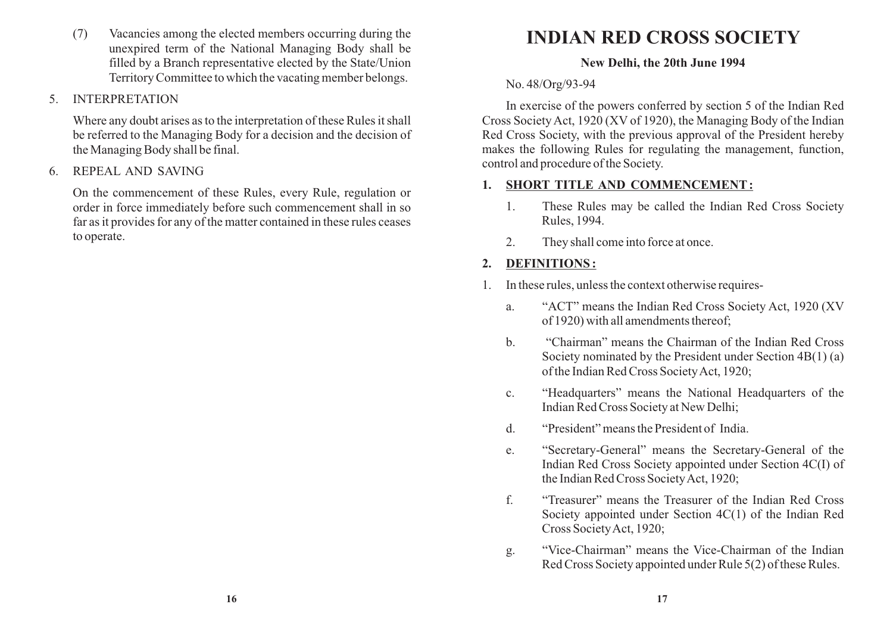(7) Vacancies among the elected members occurring during the unexpired term of the National Managing Body shall be filled by a Branch representative elected by the State/Union Territory Committee to which the vacating member belongs.

5. INTERPRETATION

Where any doubt arises as to the interpretation of these Rules it shall be referred to the Managing Body for a decision and the decision of the Managing Body shall be final.

6. REPEAL AND SAVING

On the commencement of these Rules, every Rule, regulation or order in force immediately before such commencement shall in so far as it provides for any of the matter contained in these rules ceases to operate.

# INDIAN RED CROSS SOCIETY

**New Delhi, the 20th June 1994**

No. 48/Org/93-94

In exercise of the powers conferred by section 5 of the Indian Red Cross Society Act, 1920 (XV of 1920), the Managing Body of the Indian Red Cross Society, with the previous approval of the President hereby makes the following Rules for regulating the management, function, control and procedure of the Society.

**1. SHORT TITLE AND COMMENCEMENT :**

1. These Rules may be called the Indian Red Cross Society Rules, 1994.
2. They shall come into force at once.

**2. DEFINITIONS :**

1. In these rules, unless the context otherwise requires-
   a. "ACT" means the Indian Red Cross Society Act, 1920 (XV of 1920) with all amendments thereof;
   b. "Chairman" means the Chairman of the Indian Red Cross Society nominated by the President under Section 4B(1) (a) of the Indian Red Cross Society Act, 1920;
   c. "Headquarters" means the National Headquarters of the Indian Red Cross Society at New Delhi;
   d. "President" means the President of India.
   e. "Secretary-General" means the Secretary-General of the Indian Red Cross Society appointed under Section 4C(I) of the Indian Red Cross Society Act, 1920;
   f. "Treasurer" means the Treasurer of the Indian Red Cross Society appointed under Section 4C(1) of the Indian Red Cross Society Act, 1920;
   g. "Vice-Chairman" means the Vice-Chairman of the Indian Red Cross Society appointed under Rule 5(2) of these Rules.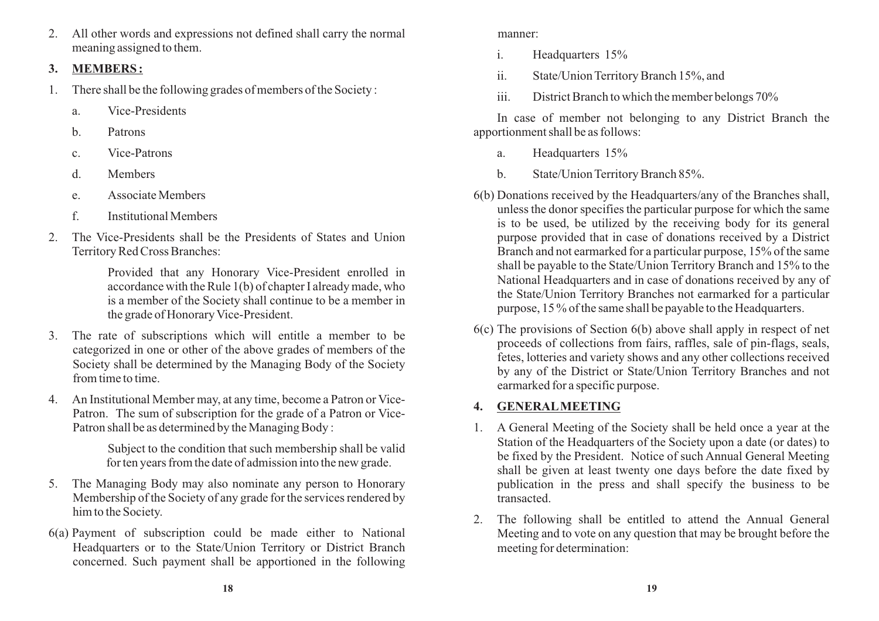2. All other words and expressions not defined shall carry the normal meaning assigned to them.

## 3. MEMBERS :

1. There shall be the following grades of members of the Society :

   a. Vice-Presidents

   b. Patrons

   c. Vice-Patrons

   d. Members

   e. Associate Members

   f. Institutional Members

2. The Vice-Presidents shall be the Presidents of States and Union Territory Red Cross Branches:

   Provided that any Honorary Vice-President enrolled in accordance with the Rule 1(b) of chapter I already made, who is a member of the Society shall continue to be a member in the grade of Honorary Vice-President.

3. The rate of subscriptions which will entitle a member to be categorized in one or other of the above grades of members of the Society shall be determined by the Managing Body of the Society from time to time.

4. An Institutional Member may, at any time, become a Patron or Vice-Patron. The sum of subscription for the grade of a Patron or Vice-Patron shall be as determined by the Managing Body :

   Subject to the condition that such membership shall be valid for ten years from the date of admission into the new grade.

5. The Managing Body may also nominate any person to Honorary Membership of the Society of any grade for the services rendered by him to the Society.

6(a) Payment of subscription could be made either to National Headquarters or to the State/Union Territory or District Branch concerned. Such payment shall be apportioned in the following manner:

   i. Headquarters 15%

   ii. State/Union Territory Branch 15%, and

   iii. District Branch to which the member belongs 70%

   In case of member not belonging to any District Branch the apportionment shall be as follows:

   a. Headquarters 15%

   b. State/Union Territory Branch 85%.

6(b) Donations received by the Headquarters/any of the Branches shall, unless the donor specifies the particular purpose for which the same is to be used, be utilized by the receiving body for its general purpose provided that in case of donations received by a District Branch and not earmarked for a particular purpose, 15% of the same shall be payable to the State/Union Territory Branch and 15% to the National Headquarters and in case of donations received by any of the State/Union Territory Branches not earmarked for a particular purpose, 15 % of the same shall be payable to the Headquarters.

6(c) The provisions of Section 6(b) above shall apply in respect of net proceeds of collections from fairs, raffles, sale of pin-flags, seals, fetes, lotteries and variety shows and any other collections received by any of the District or State/Union Territory Branches and not earmarked for a specific purpose.

## 4. GENERAL MEETING

1. A General Meeting of the Society shall be held once a year at the Station of the Headquarters of the Society upon a date (or dates) to be fixed by the President. Notice of such Annual General Meeting shall be given at least twenty one days before the date fixed by publication in the press and shall specify the business to be transacted.

2. The following shall be entitled to attend the Annual General Meeting and to vote on any question that may be brought before the meeting for determination: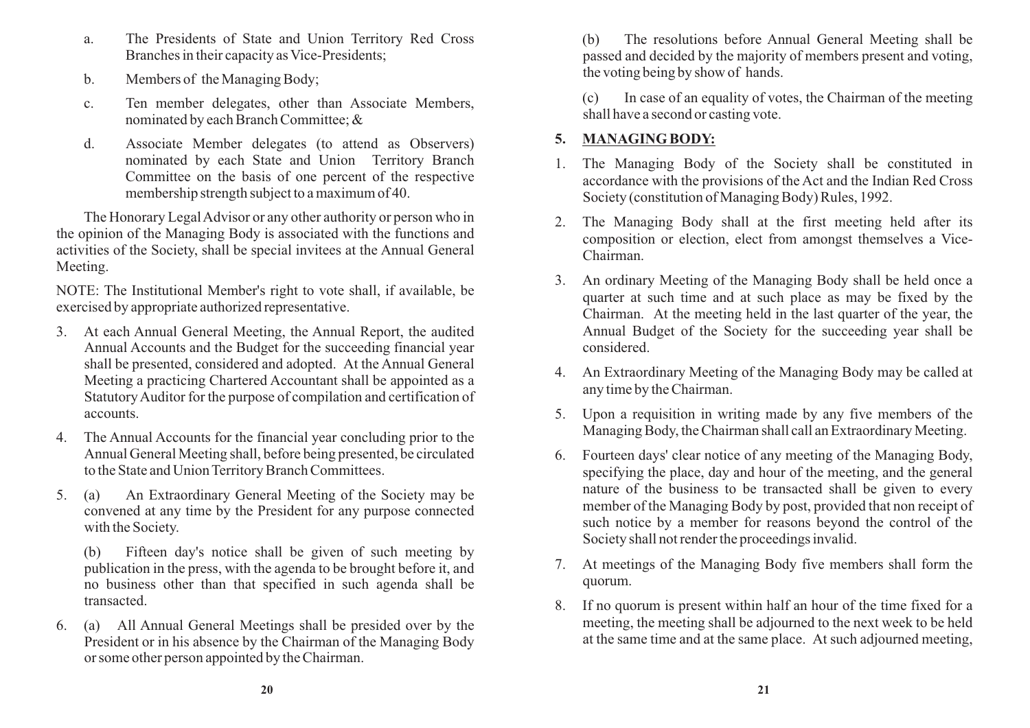a. The Presidents of State and Union Territory Red Cross Branches in their capacity as Vice-Presidents;

b. Members of the Managing Body;

c. Ten member delegates, other than Associate Members, nominated by each Branch Committee; &

d. Associate Member delegates (to attend as Observers) nominated by each State and Union Territory Branch Committee on the basis of one percent of the respective membership strength subject to a maximum of 40.

The Honorary Legal Advisor or any other authority or person who in the opinion of the Managing Body is associated with the functions and activities of the Society, shall be special invitees at the Annual General Meeting.

NOTE: The Institutional Member's right to vote shall, if available, be exercised by appropriate authorized representative.

3. At each Annual General Meeting, the Annual Report, the audited Annual Accounts and the Budget for the succeeding financial year shall be presented, considered and adopted. At the Annual General Meeting a practicing Chartered Accountant shall be appointed as a Statutory Auditor for the purpose of compilation and certification of accounts.

4. The Annual Accounts for the financial year concluding prior to the Annual General Meeting shall, before being presented, be circulated to the State and Union Territory Branch Committees.

5. (a) An Extraordinary General Meeting of the Society may be convened at any time by the President for any purpose connected with the Society.

   (b) Fifteen day's notice shall be given of such meeting by publication in the press, with the agenda to be brought before it, and no business other than that specified in such agenda shall be transacted.

6. (a) All Annual General Meetings shall be presided over by the President or in his absence by the Chairman of the Managing Body or some other person appointed by the Chairman.

   (b) The resolutions before Annual General Meeting shall be passed and decided by the majority of members present and voting, the voting being by show of hands.

   (c) In case of an equality of votes, the Chairman of the meeting shall have a second or casting vote.

## 5. MANAGING BODY:

1. The Managing Body of the Society shall be constituted in accordance with the provisions of the Act and the Indian Red Cross Society (constitution of Managing Body) Rules, 1992.

2. The Managing Body shall at the first meeting held after its composition or election, elect from amongst themselves a Vice-Chairman.

3. An ordinary Meeting of the Managing Body shall be held once a quarter at such time and at such place as may be fixed by the Chairman. At the meeting held in the last quarter of the year, the Annual Budget of the Society for the succeeding year shall be considered.

4. An Extraordinary Meeting of the Managing Body may be called at any time by the Chairman.

5. Upon a requisition in writing made by any five members of the Managing Body, the Chairman shall call an Extraordinary Meeting.

6. Fourteen days' clear notice of any meeting of the Managing Body, specifying the place, day and hour of the meeting, and the general nature of the business to be transacted shall be given to every member of the Managing Body by post, provided that non receipt of such notice by a member for reasons beyond the control of the Society shall not render the proceedings invalid.

7. At meetings of the Managing Body five members shall form the quorum.

8. If no quorum is present within half an hour of the time fixed for a meeting, the meeting shall be adjourned to the next week to be held at the same time and at the same place. At such adjourned meeting,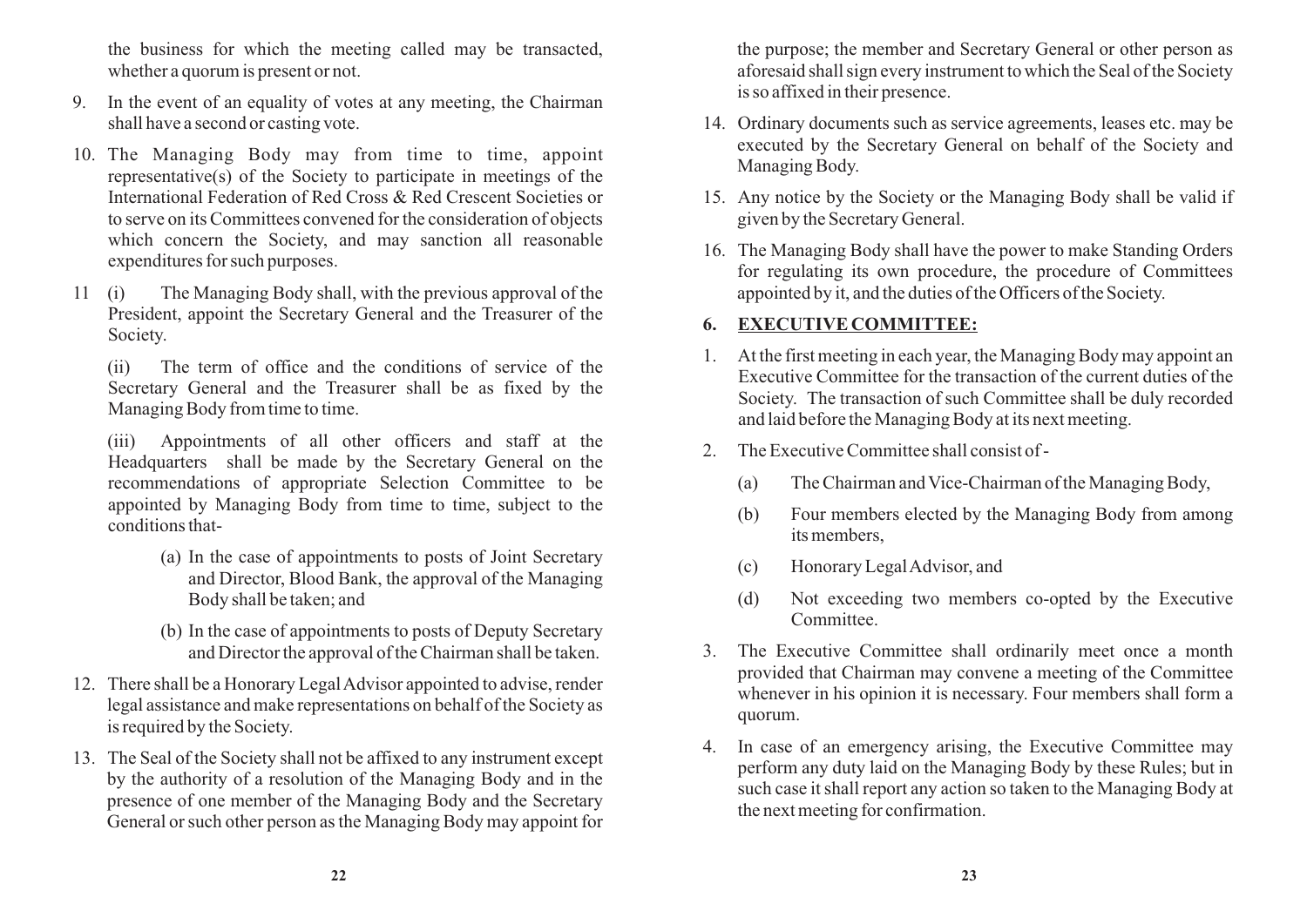the business for which the meeting called may be transacted, whether a quorum is present or not.

9. In the event of an equality of votes at any meeting, the Chairman shall have a second or casting vote.

10. The Managing Body may from time to time, appoint representative(s) of the Society to participate in meetings of the International Federation of Red Cross & Red Crescent Societies or to serve on its Committees convened for the consideration of objects which concern the Society, and may sanction all reasonable expenditures for such purposes.

11 (i) The Managing Body shall, with the previous approval of the President, appoint the Secretary General and the Treasurer of the Society.

(ii) The term of office and the conditions of service of the Secretary General and the Treasurer shall be as fixed by the Managing Body from time to time.

(iii) Appointments of all other officers and staff at the Headquarters shall be made by the Secretary General on the recommendations of appropriate Selection Committee to be appointed by Managing Body from time to time, subject to the conditions that-

(a) In the case of appointments to posts of Joint Secretary and Director, Blood Bank, the approval of the Managing Body shall be taken; and

(b) In the case of appointments to posts of Deputy Secretary and Director the approval of the Chairman shall be taken.

12. There shall be a Honorary Legal Advisor appointed to advise, render legal assistance and make representations on behalf of the Society as is required by the Society.

13. The Seal of the Society shall not be affixed to any instrument except by the authority of a resolution of the Managing Body and in the presence of one member of the Managing Body and the Secretary General or such other person as the Managing Body may appoint for the purpose; the member and Secretary General or other person as aforesaid shall sign every instrument to which the Seal of the Society is so affixed in their presence.

14. Ordinary documents such as service agreements, leases etc. may be executed by the Secretary General on behalf of the Society and Managing Body.

15. Any notice by the Society or the Managing Body shall be valid if given by the Secretary General.

16. The Managing Body shall have the power to make Standing Orders for regulating its own procedure, the procedure of Committees appointed by it, and the duties of the Officers of the Society.

## 6. EXECUTIVE COMMITTEE:

1. At the first meeting in each year, the Managing Body may appoint an Executive Committee for the transaction of the current duties of the Society. The transaction of such Committee shall be duly recorded and laid before the Managing Body at its next meeting.

2. The Executive Committee shall consist of -

   (a) The Chairman and Vice-Chairman of the Managing Body,

   (b) Four members elected by the Managing Body from among its members,

   (c) Honorary Legal Advisor, and

   (d) Not exceeding two members co-opted by the Executive Committee.

3. The Executive Committee shall ordinarily meet once a month provided that Chairman may convene a meeting of the Committee whenever in his opinion it is necessary. Four members shall form a quorum.

4. In case of an emergency arising, the Executive Committee may perform any duty laid on the Managing Body by these Rules; but in such case it shall report any action so taken to the Managing Body at the next meeting for confirmation.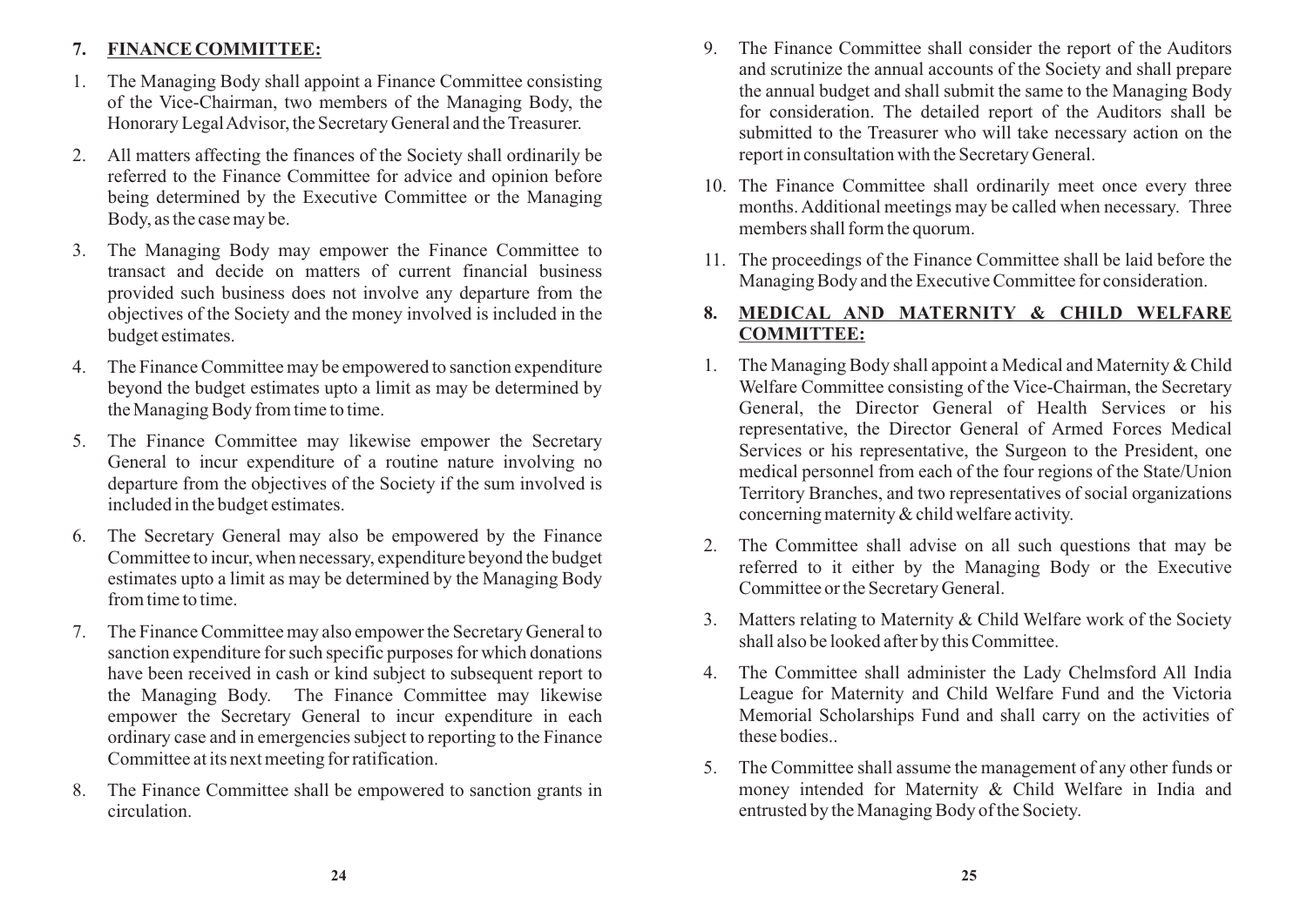## 7. FINANCE COMMITTEE:

1. The Managing Body shall appoint a Finance Committee consisting of the Vice-Chairman, two members of the Managing Body, the Honorary Legal Advisor, the Secretary General and the Treasurer.

2. All matters affecting the finances of the Society shall ordinarily be referred to the Finance Committee for advice and opinion before being determined by the Executive Committee or the Managing Body, as the case may be.

3. The Managing Body may empower the Finance Committee to transact and decide on matters of current financial business provided such business does not involve any departure from the objectives of the Society and the money involved is included in the budget estimates.

4. The Finance Committee may be empowered to sanction expenditure beyond the budget estimates upto a limit as may be determined by the Managing Body from time to time.

5. The Finance Committee may likewise empower the Secretary General to incur expenditure of a routine nature involving no departure from the objectives of the Society if the sum involved is included in the budget estimates.

6. The Secretary General may also be empowered by the Finance Committee to incur, when necessary, expenditure beyond the budget estimates upto a limit as may be determined by the Managing Body from time to time.

7. The Finance Committee may also empower the Secretary General to sanction expenditure for such specific purposes for which donations have been received in cash or kind subject to subsequent report to the Managing Body. The Finance Committee may likewise empower the Secretary General to incur expenditure in each ordinary case and in emergencies subject to reporting to the Finance Committee at its next meeting for ratification.

8. The Finance Committee shall be empowered to sanction grants in circulation.

9. The Finance Committee shall consider the report of the Auditors and scrutinize the annual accounts of the Society and shall prepare the annual budget and shall submit the same to the Managing Body for consideration. The detailed report of the Auditors shall be submitted to the Treasurer who will take necessary action on the report in consultation with the Secretary General.

10. The Finance Committee shall ordinarily meet once every three months. Additional meetings may be called when necessary. Three members shall form the quorum.

11. The proceedings of the Finance Committee shall be laid before the Managing Body and the Executive Committee for consideration.

## 8. MEDICAL AND MATERNITY & CHILD WELFARE COMMITTEE:

1. The Managing Body shall appoint a Medical and Maternity & Child Welfare Committee consisting of the Vice-Chairman, the Secretary General, the Director General of Health Services or his representative, the Director General of Armed Forces Medical Services or his representative, the Surgeon to the President, one medical personnel from each of the four regions of the State/Union Territory Branches, and two representatives of social organizations concerning maternity & child welfare activity.

2. The Committee shall advise on all such questions that may be referred to it either by the Managing Body or the Executive Committee or the Secretary General.

3. Matters relating to Maternity & Child Welfare work of the Society shall also be looked after by this Committee.

4. The Committee shall administer the Lady Chelmsford All India League for Maternity and Child Welfare Fund and the Victoria Memorial Scholarships Fund and shall carry on the activities of these bodies..

5. The Committee shall assume the management of any other funds or money intended for Maternity & Child Welfare in India and entrusted by the Managing Body of the Society.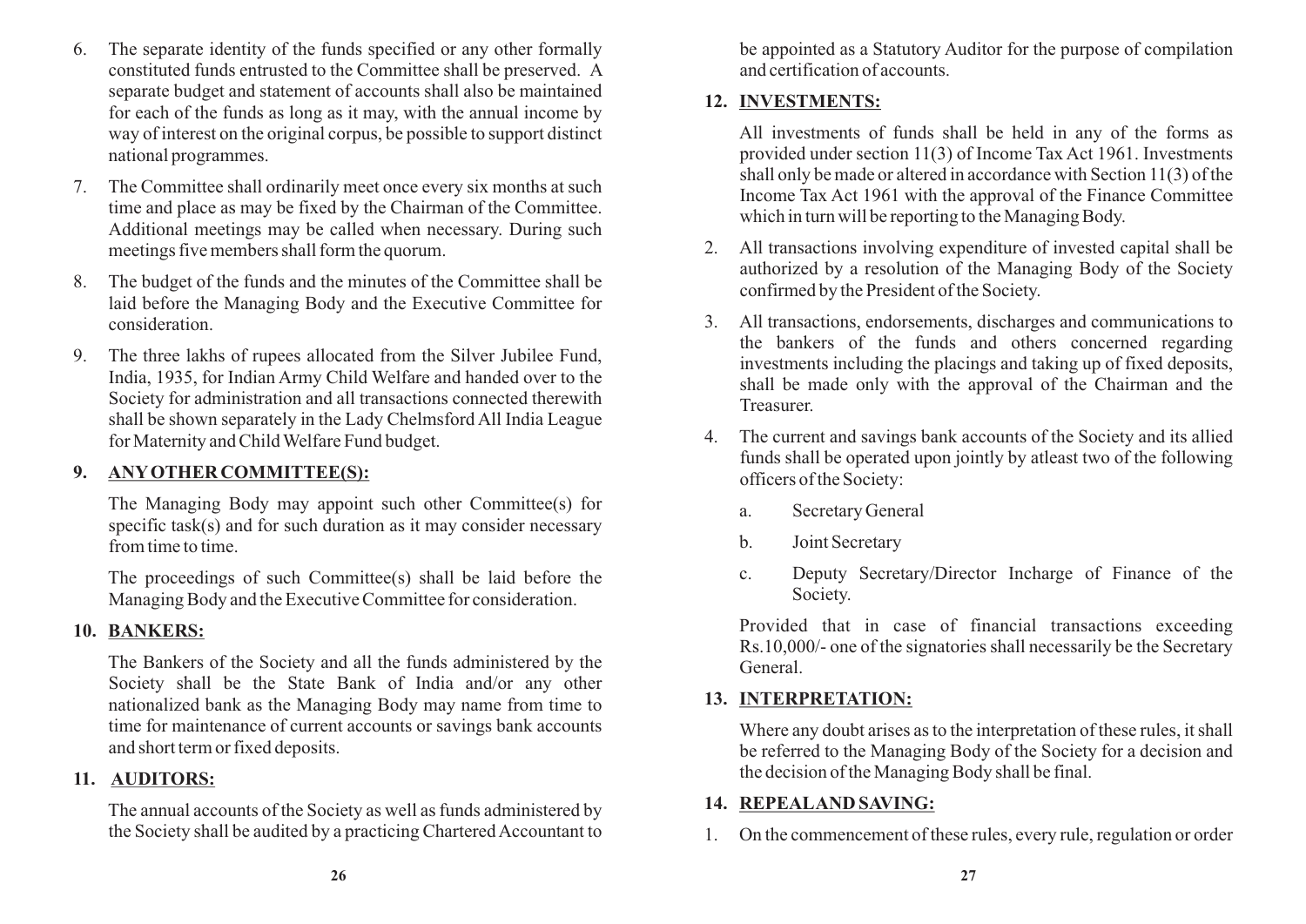6. The separate identity of the funds specified or any other formally constituted funds entrusted to the Committee shall be preserved. A separate budget and statement of accounts shall also be maintained for each of the funds as long as it may, with the annual income by way of interest on the original corpus, be possible to support distinct national programmes.

7. The Committee shall ordinarily meet once every six months at such time and place as may be fixed by the Chairman of the Committee. Additional meetings may be called when necessary. During such meetings five members shall form the quorum.

8. The budget of the funds and the minutes of the Committee shall be laid before the Managing Body and the Executive Committee for consideration.

9. The three lakhs of rupees allocated from the Silver Jubilee Fund, India, 1935, for Indian Army Child Welfare and handed over to the Society for administration and all transactions connected therewith shall be shown separately in the Lady Chelmsford All India League for Maternity and Child Welfare Fund budget.

## 9. ANY OTHER COMMITTEE(S):

The Managing Body may appoint such other Committee(s) for specific task(s) and for such duration as it may consider necessary from time to time.

The proceedings of such Committee(s) shall be laid before the Managing Body and the Executive Committee for consideration.

## 10. BANKERS:

The Bankers of the Society and all the funds administered by the Society shall be the State Bank of India and/or any other nationalized bank as the Managing Body may name from time to time for maintenance of current accounts or savings bank accounts and short term or fixed deposits.

## 11. AUDITORS:

The annual accounts of the Society as well as funds administered by the Society shall be audited by a practicing Chartered Accountant to be appointed as a Statutory Auditor for the purpose of compilation and certification of accounts.

## 12. INVESTMENTS:

All investments of funds shall be held in any of the forms as provided under section 11(3) of Income Tax Act 1961. Investments shall only be made or altered in accordance with Section 11(3) of the Income Tax Act 1961 with the approval of the Finance Committee which in turn will be reporting to the Managing Body.

2. All transactions involving expenditure of invested capital shall be authorized by a resolution of the Managing Body of the Society confirmed by the President of the Society.

3. All transactions, endorsements, discharges and communications to the bankers of the funds and others concerned regarding investments including the placings and taking up of fixed deposits, shall be made only with the approval of the Chairman and the Treasurer.

4. The current and savings bank accounts of the Society and its allied funds shall be operated upon jointly by atleast two of the following officers of the Society:

   a. Secretary General

   b. Joint Secretary

   c. Deputy Secretary/Director Incharge of Finance of the Society.

Provided that in case of financial transactions exceeding Rs.10,000/- one of the signatories shall necessarily be the Secretary General.

## 13. INTERPRETATION:

Where any doubt arises as to the interpretation of these rules, it shall be referred to the Managing Body of the Society for a decision and the decision of the Managing Body shall be final.

## 14. REPEAL AND SAVING:

1. On the commencement of these rules, every rule, regulation or order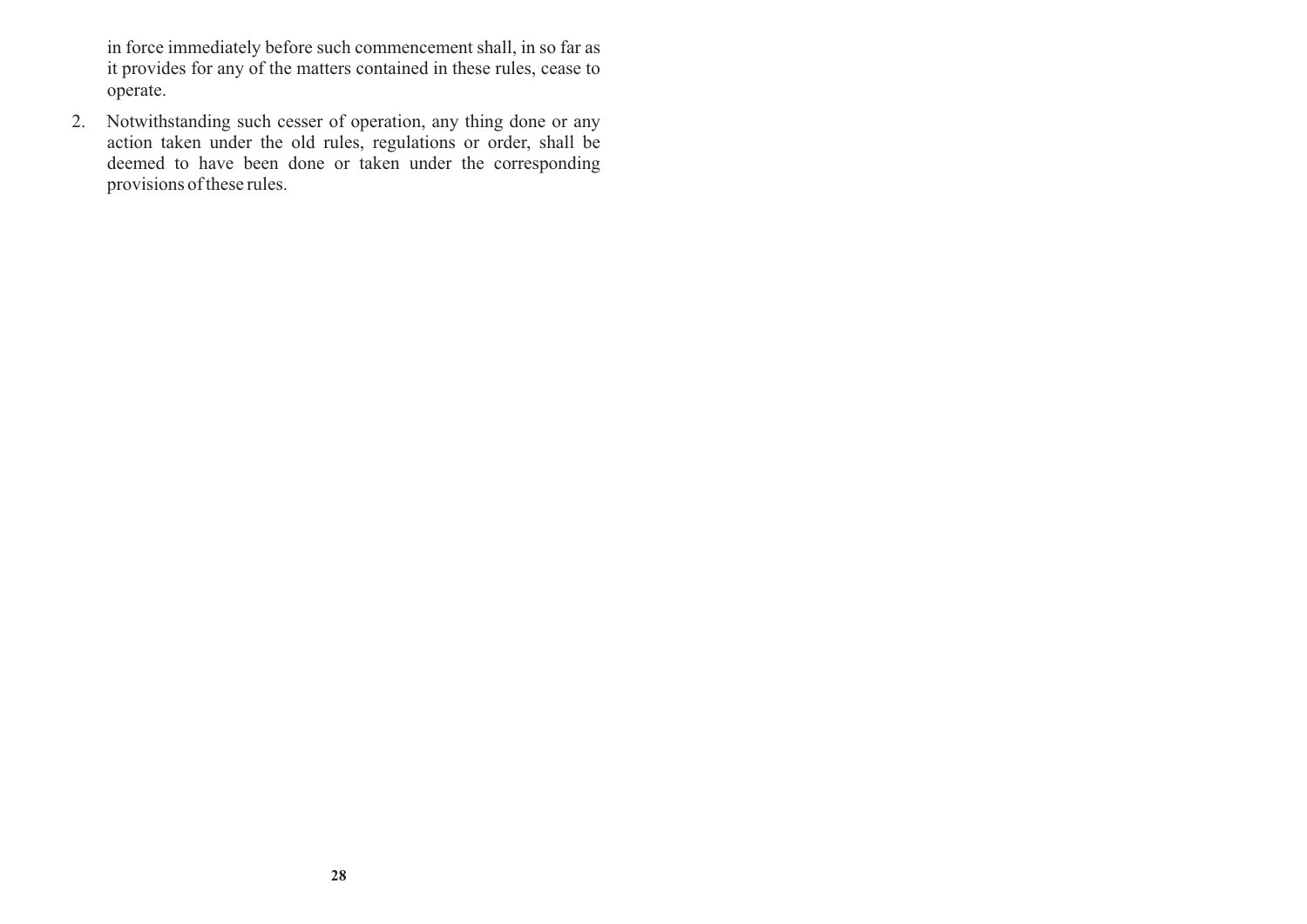in force immediately before such commencement shall, in so far as it provides for any of the matters contained in these rules, cease to operate.

2. Notwithstanding such cesser of operation, any thing done or any action taken under the old rules, regulations or order, shall be deemed to have been done or taken under the corresponding provisions of these rules.